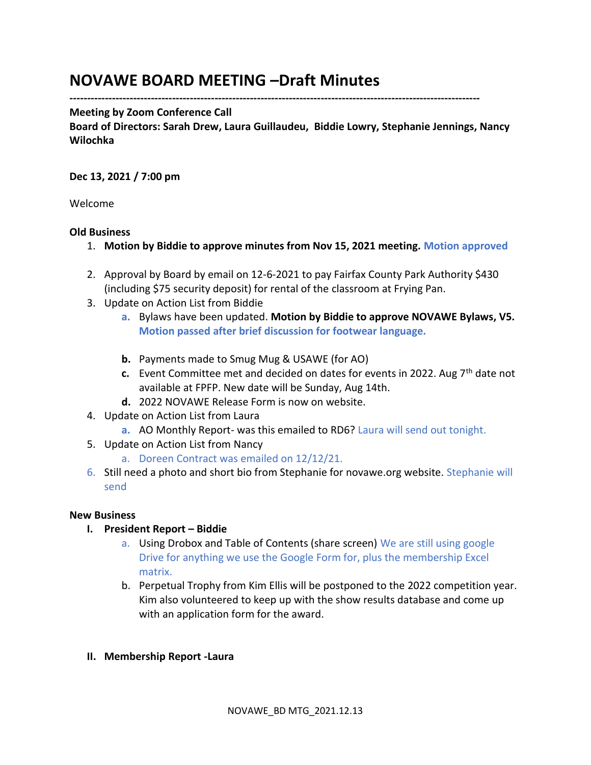# NOVAWE BOARD MEETING –Draft Minutes

---

**Meeting by Zoom Conference Call**
**Board of Directors: Sarah Drew, Laura Guillaudeu, Biddie Lowry, Stephanie Jennings, Nancy Wilochka**

**Dec 13, 2021 / 7:00 pm**

Welcome

**Old Business**

1. **Motion by Biddie to approve minutes from Nov 15, 2021 meeting.** **Motion approved**
2. Approval by Board by email on 12-6-2021 to pay Fairfax County Park Authority $430 (including $75 security deposit) for rental of the classroom at Frying Pan.
3. Update on Action List from Biddie
   a. Bylaws have been updated. **Motion by Biddie to approve NOVAWE Bylaws, V5.** **Motion passed after brief discussion for footwear language.**
   b. Payments made to Smug Mug & USAWE (for AO)
   c. Event Committee met and decided on dates for events in 2022. Aug 7th date not available at FPFP. New date will be Sunday, Aug 14th.
   d. 2022 NOVAWE Release Form is now on website.
4. Update on Action List from Laura
   a. AO Monthly Report- was this emailed to RD6? Laura will send out tonight.
5. Update on Action List from Nancy
   a. Doreen Contract was emailed on 12/12/21.
6. Still need a photo and short bio from Stephanie for novawe.org website. Stephanie will send

**New Business**

I. **President Report – Biddie**
   a. Using Drobox and Table of Contents (share screen) We are still using google Drive for anything we use the Google Form for, plus the membership Excel matrix.
   b. Perpetual Trophy from Kim Ellis will be postponed to the 2022 competition year. Kim also volunteered to keep up with the show results database and come up with an application form for the award.

II. **Membership Report -Laura**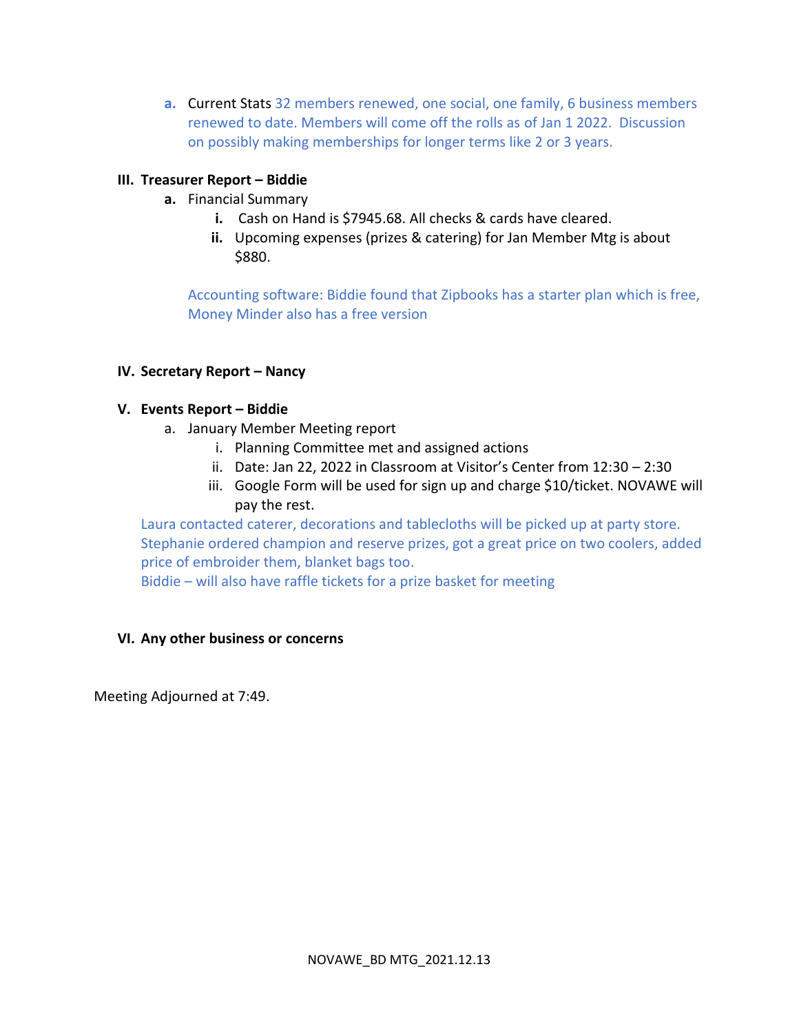a. Current Stats 32 members renewed, one social, one family, 6 business members renewed to date. Members will come off the rolls as of Jan 1 2022. Discussion on possibly making memberships for longer terms like 2 or 3 years.

### III. Treasurer Report – Biddie

a. Financial Summary
   i. Cash on Hand is $7945.68. All checks & cards have cleared.
   ii. Upcoming expenses (prizes & catering) for Jan Member Mtg is about $880.

Accounting software: Biddie found that Zipbooks has a starter plan which is free, Money Minder also has a free version

### IV. Secretary Report – Nancy

### V. Events Report – Biddie

a. January Member Meeting report
   i. Planning Committee met and assigned actions
   ii. Date: Jan 22, 2022 in Classroom at Visitor's Center from 12:30 – 2:30
   iii. Google Form will be used for sign up and charge $10/ticket. NOVAWE will pay the rest.

Laura contacted caterer, decorations and tablecloths will be picked up at party store.
Stephanie ordered champion and reserve prizes, got a great price on two coolers, added price of embroider them, blanket bags too.
Biddie – will also have raffle tickets for a prize basket for meeting

### VI. Any other business or concerns

Meeting Adjourned at 7:49.